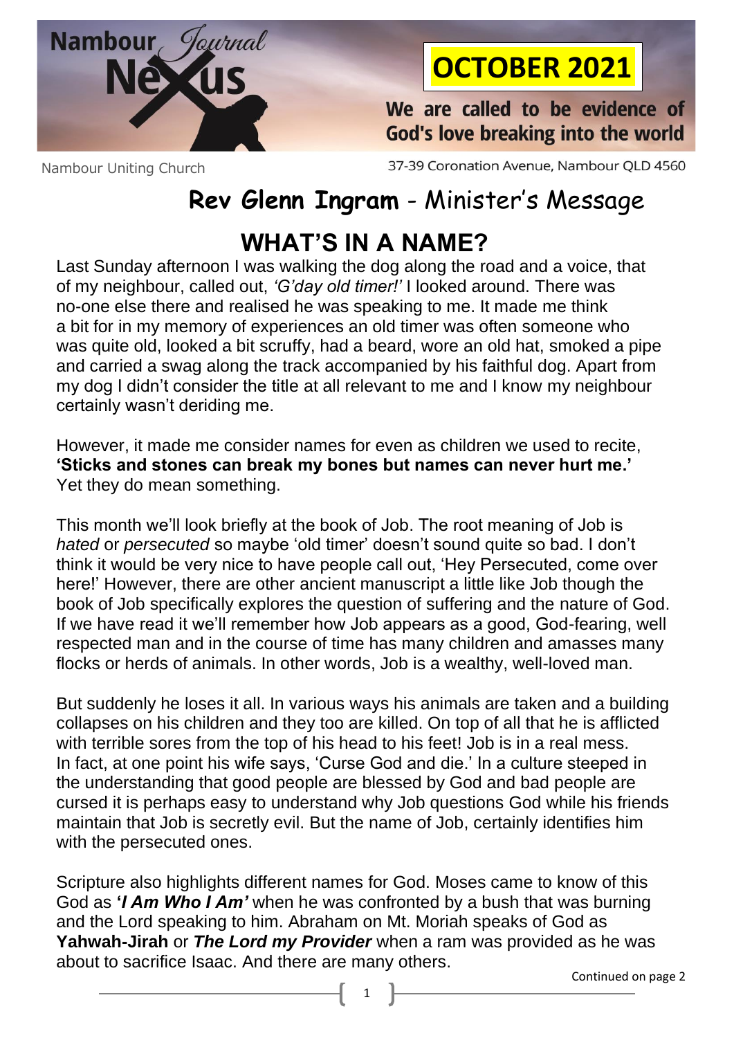Nambour Journal **Nexus**

**OCTOBER 2021**

**We are called to be evidence of God's love breaking into the world**

Nambour Uniting Church

37-39 Coronation Avenue, Nambour QLD 4560

## Rev Glenn Ingram - Minister's Message

# WHAT'S IN A NAME?

Last Sunday afternoon I was walking the dog along the road and a voice, that of my neighbour, called out, *'G'day old timer!'* I looked around. There was no-one else there and realised he was speaking to me. It made me think a bit for in my memory of experiences an old timer was often someone who was quite old, looked a bit scruffy, had a beard, wore an old hat, smoked a pipe and carried a swag along the track accompanied by his faithful dog. Apart from my dog I didn't consider the title at all relevant to me and I know my neighbour certainly wasn't deriding me.

However, it made me consider names for even as children we used to recite, **'Sticks and stones can break my bones but names can never hurt me.'** Yet they do mean something.

This month we'll look briefly at the book of Job. The root meaning of Job is *hated* or *persecuted* so maybe 'old timer' doesn't sound quite so bad. I don't think it would be very nice to have people call out, 'Hey Persecuted, come over here!' However, there are other ancient manuscript a little like Job though the book of Job specifically explores the question of suffering and the nature of God. If we have read it we'll remember how Job appears as a good, God-fearing, well respected man and in the course of time has many children and amasses many flocks or herds of animals. In other words, Job is a wealthy, well-loved man.

But suddenly he loses it all. In various ways his animals are taken and a building collapses on his children and they too are killed. On top of all that he is afflicted with terrible sores from the top of his head to his feet! Job is in a real mess. In fact, at one point his wife says, 'Curse God and die.' In a culture steeped in the understanding that good people are blessed by God and bad people are cursed it is perhaps easy to understand why Job questions God while his friends maintain that Job is secretly evil. But the name of Job, certainly identifies him with the persecuted ones.

Scripture also highlights different names for God. Moses came to know of this God as ***'I Am Who I Am'*** when he was confronted by a bush that was burning and the Lord speaking to him. Abraham on Mt. Moriah speaks of God as **Yahwah-Jirah** or ***The Lord my Provider*** when a ram was provided as he was about to sacrifice Isaac. And there are many others.

Continued on page 2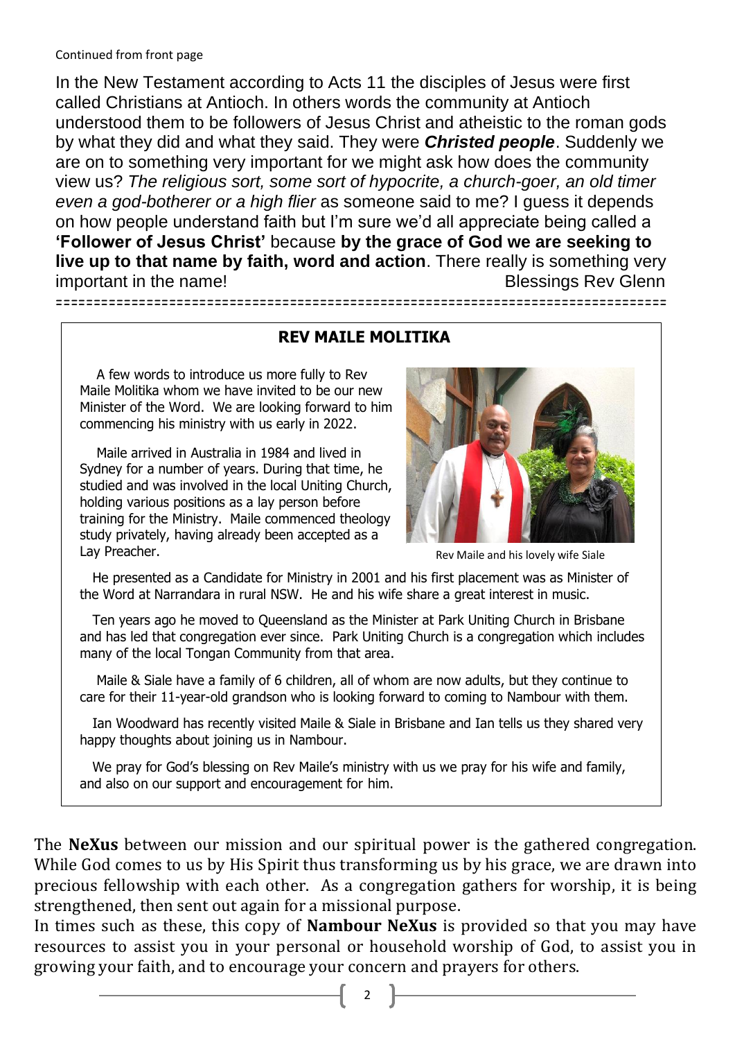Continued from front page

In the New Testament according to Acts 11 the disciples of Jesus were first called Christians at Antioch. In others words the community at Antioch understood them to be followers of Jesus Christ and atheistic to the roman gods by what they did and what they said. They were ***Christed people***. Suddenly we are on to something very important for we might ask how does the community view us? *The religious sort, some sort of hypocrite, a church-goer, an old timer even a god-botherer or a high flier* as someone said to me? I guess it depends on how people understand faith but I'm sure we'd all appreciate being called a **'Follower of Jesus Christ'** because **by the grace of God we are seeking to live up to that name by faith, word and action**. There really is something very important in the name!

Blessings Rev Glenn

================================================================================

## REV MAILE MOLITIKA

A few words to introduce us more fully to Rev Maile Molitika whom we have invited to be our new Minister of the Word. We are looking forward to him commencing his ministry with us early in 2022.

Maile arrived in Australia in 1984 and lived in Sydney for a number of years. During that time, he studied and was involved in the local Uniting Church, holding various positions as a lay person before training for the Ministry. Maile commenced theology study privately, having already been accepted as a Lay Preacher.

Rev Maile and his lovely wife Siale

He presented as a Candidate for Ministry in 2001 and his first placement was as Minister of the Word at Narrandara in rural NSW. He and his wife share a great interest in music.

Ten years ago he moved to Queensland as the Minister at Park Uniting Church in Brisbane and has led that congregation ever since. Park Uniting Church is a congregation which includes many of the local Tongan Community from that area.

Maile & Siale have a family of 6 children, all of whom are now adults, but they continue to care for their 11-year-old grandson who is looking forward to coming to Nambour with them.

Ian Woodward has recently visited Maile & Siale in Brisbane and Ian tells us they shared very happy thoughts about joining us in Nambour.

We pray for God's blessing on Rev Maile's ministry with us we pray for his wife and family, and also on our support and encouragement for him.

The **NeXus** between our mission and our spiritual power is the gathered congregation. While God comes to us by His Spirit thus transforming us by his grace, we are drawn into precious fellowship with each other. As a congregation gathers for worship, it is being strengthened, then sent out again for a missional purpose.

In times such as these, this copy of **Nambour NeXus** is provided so that you may have resources to assist you in your personal or household worship of God, to assist you in growing your faith, and to encourage your concern and prayers for others.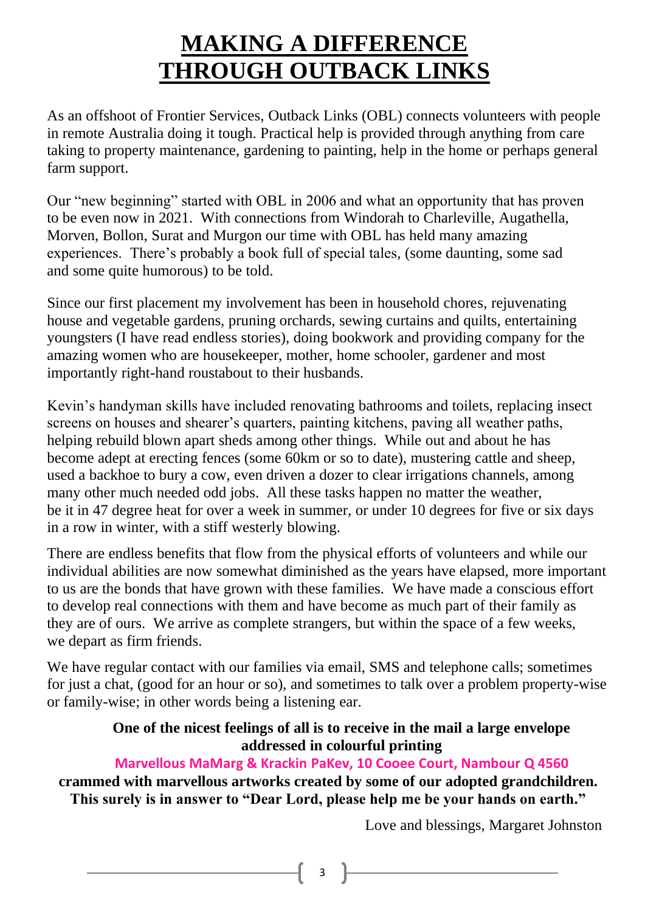# MAKING A DIFFERENCE THROUGH OUTBACK LINKS

As an offshoot of Frontier Services, Outback Links (OBL) connects volunteers with people in remote Australia doing it tough. Practical help is provided through anything from care taking to property maintenance, gardening to painting, help in the home or perhaps general farm support.

Our "new beginning" started with OBL in 2006 and what an opportunity that has proven to be even now in 2021. With connections from Windorah to Charleville, Augathella, Morven, Bollon, Surat and Murgon our time with OBL has held many amazing experiences. There's probably a book full of special tales, (some daunting, some sad and some quite humorous) to be told.

Since our first placement my involvement has been in household chores, rejuvenating house and vegetable gardens, pruning orchards, sewing curtains and quilts, entertaining youngsters (I have read endless stories), doing bookwork and providing company for the amazing women who are housekeeper, mother, home schooler, gardener and most importantly right-hand roustabout to their husbands.

Kevin's handyman skills have included renovating bathrooms and toilets, replacing insect screens on houses and shearer's quarters, painting kitchens, paving all weather paths, helping rebuild blown apart sheds among other things. While out and about he has become adept at erecting fences (some 60km or so to date), mustering cattle and sheep, used a backhoe to bury a cow, even driven a dozer to clear irrigations channels, among many other much needed odd jobs. All these tasks happen no matter the weather, be it in 47 degree heat for over a week in summer, or under 10 degrees for five or six days in a row in winter, with a stiff westerly blowing.

There are endless benefits that flow from the physical efforts of volunteers and while our individual abilities are now somewhat diminished as the years have elapsed, more important to us are the bonds that have grown with these families. We have made a conscious effort to develop real connections with them and have become as much part of their family as they are of ours. We arrive as complete strangers, but within the space of a few weeks, we depart as firm friends.

We have regular contact with our families via email, SMS and telephone calls; sometimes for just a chat, (good for an hour or so), and sometimes to talk over a problem property-wise or family-wise; in other words being a listening ear.

**One of the nicest feelings of all is to receive in the mail a large envelope addressed in colourful printing**

**Marvellous MaMarg & Krackin PaKev, 10 Cooee Court, Nambour Q 4560**

**crammed with marvellous artworks created by some of our adopted grandchildren. This surely is in answer to "Dear Lord, please help me be your hands on earth."**

Love and blessings, Margaret Johnston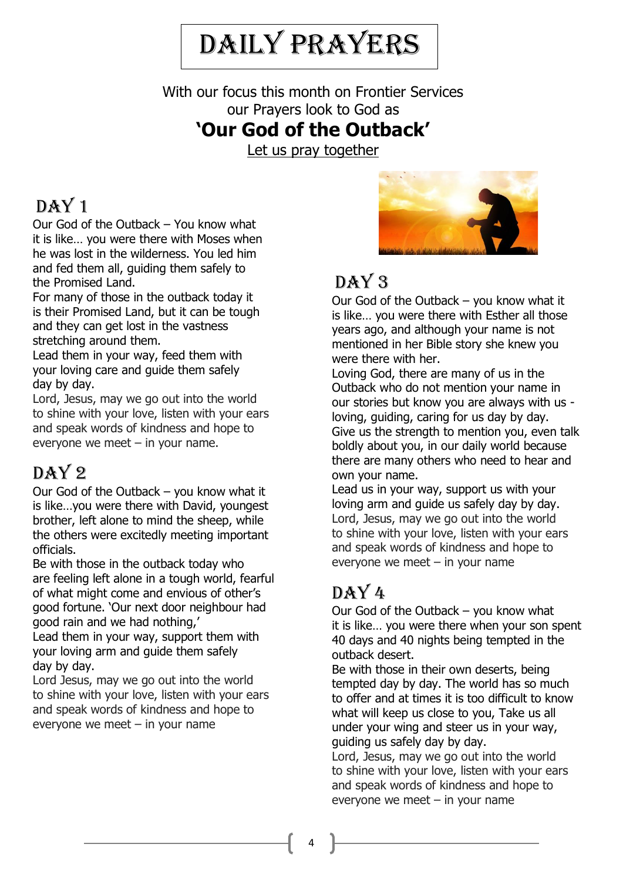# DAILY PRAYERS

With our focus this month on Frontier Services
our Prayers look to God as

**'Our God of the Outback'**

Let us pray together

## DAY 1

Our God of the Outback – You know what it is like… you were there with Moses when he was lost in the wilderness. You led him and fed them all, guiding them safely to the Promised Land.

For many of those in the outback today it is their Promised Land, but it can be tough and they can get lost in the vastness stretching around them.

Lead them in your way, feed them with your loving care and guide them safely day by day.

Lord, Jesus, may we go out into the world to shine with your love, listen with your ears and speak words of kindness and hope to everyone we meet – in your name.

## DAY 2

Our God of the Outback – you know what it is like…you were there with David, youngest brother, left alone to mind the sheep, while the others were excitedly meeting important officials.

Be with those in the outback today who are feeling left alone in a tough world, fearful of what might come and envious of other's good fortune. 'Our next door neighbour had good rain and we had nothing,'

Lead them in your way, support them with your loving arm and guide them safely day by day.

Lord Jesus, may we go out into the world to shine with your love, listen with your ears and speak words of kindness and hope to everyone we meet – in your name

## DAY 3

Our God of the Outback – you know what it is like… you were there with Esther all those years ago, and although your name is not mentioned in her Bible story she knew you were there with her.

Loving God, there are many of us in the Outback who do not mention your name in our stories but know you are always with us - loving, guiding, caring for us day by day.

Give us the strength to mention you, even talk boldly about you, in our daily world because there are many others who need to hear and own your name.

Lead us in your way, support us with your loving arm and guide us safely day by day.

Lord, Jesus, may we go out into the world to shine with your love, listen with your ears and speak words of kindness and hope to everyone we meet – in your name

## DAY 4

Our God of the Outback – you know what it is like… you were there when your son spent 40 days and 40 nights being tempted in the outback desert.

Be with those in their own deserts, being tempted day by day. The world has so much to offer and at times it is too difficult to know what will keep us close to you, Take us all under your wing and steer us in your way, guiding us safely day by day.

Lord, Jesus, may we go out into the world to shine with your love, listen with your ears and speak words of kindness and hope to everyone we meet – in your name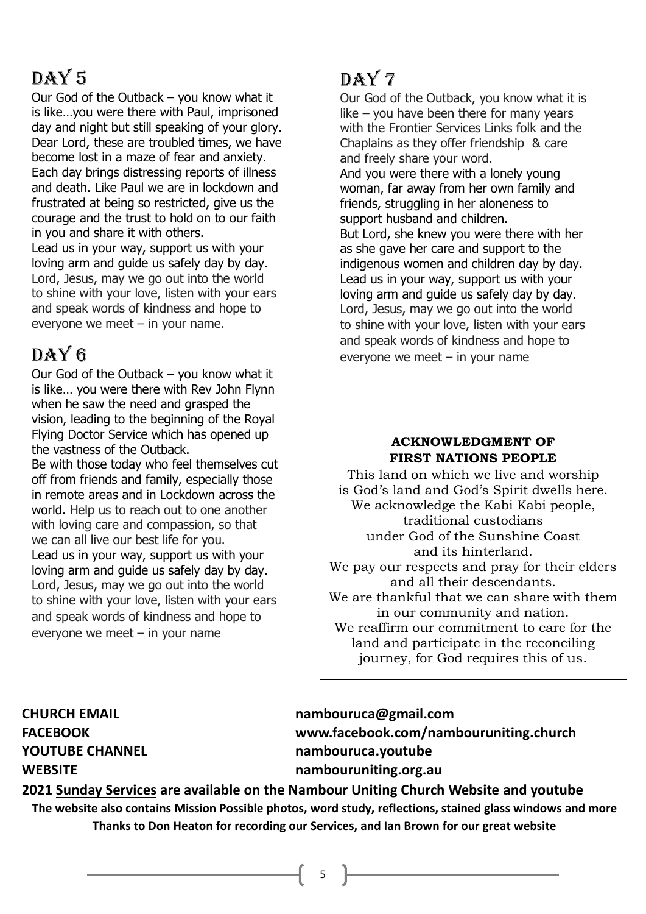# Day 5

Our God of the Outback – you know what it is like…you were there with Paul, imprisoned day and night but still speaking of your glory. Dear Lord, these are troubled times, we have become lost in a maze of fear and anxiety. Each day brings distressing reports of illness and death. Like Paul we are in lockdown and frustrated at being so restricted, give us the courage and the trust to hold on to our faith in you and share it with others.
Lead us in your way, support us with your loving arm and guide us safely day by day.
Lord, Jesus, may we go out into the world to shine with your love, listen with your ears and speak words of kindness and hope to everyone we meet – in your name.

# Day 6

Our God of the Outback – you know what it is like… you were there with Rev John Flynn when he saw the need and grasped the vision, leading to the beginning of the Royal Flying Doctor Service which has opened up the vastness of the Outback.
Be with those today who feel themselves cut off from friends and family, especially those in remote areas and in Lockdown across the world. Help us to reach out to one another with loving care and compassion, so that we can all live our best life for you.
Lead us in your way, support us with your loving arm and guide us safely day by day.
Lord, Jesus, may we go out into the world to shine with your love, listen with your ears and speak words of kindness and hope to everyone we meet – in your name

# Day 7

Our God of the Outback, you know what it is like – you have been there for many years with the Frontier Services Links folk and the Chaplains as they offer friendship & care and freely share your word.
And you were there with a lonely young woman, far away from her own family and friends, struggling in her aloneness to support husband and children.
But Lord, she knew you were there with her as she gave her care and support to the indigenous women and children day by day.
Lead us in your way, support us with your loving arm and guide us safely day by day.
Lord, Jesus, may we go out into the world to shine with your love, listen with your ears and speak words of kindness and hope to everyone we meet – in your name

**ACKNOWLEDGMENT OF FIRST NATIONS PEOPLE**

This land on which we live and worship is God's land and God's Spirit dwells here.
We acknowledge the Kabi Kabi people, traditional custodians under God of the Sunshine Coast and its hinterland.
We pay our respects and pray for their elders and all their descendants.
We are thankful that we can share with them in our community and nation.
We reaffirm our commitment to care for the land and participate in the reconciling journey, for God requires this of us.

**CHURCH EMAIL** nambouruca@gmail.com
**FACEBOOK** www.facebook.com/nambouruniting.church
**YOUTUBE CHANNEL** nambouruca.youtube
**WEBSITE** nambouruniting.org.au

**2021 Sunday Services are available on the Nambour Uniting Church Website and youtube**

**The website also contains Mission Possible photos, word study, reflections, stained glass windows and more**

**Thanks to Don Heaton for recording our Services, and Ian Brown for our great website**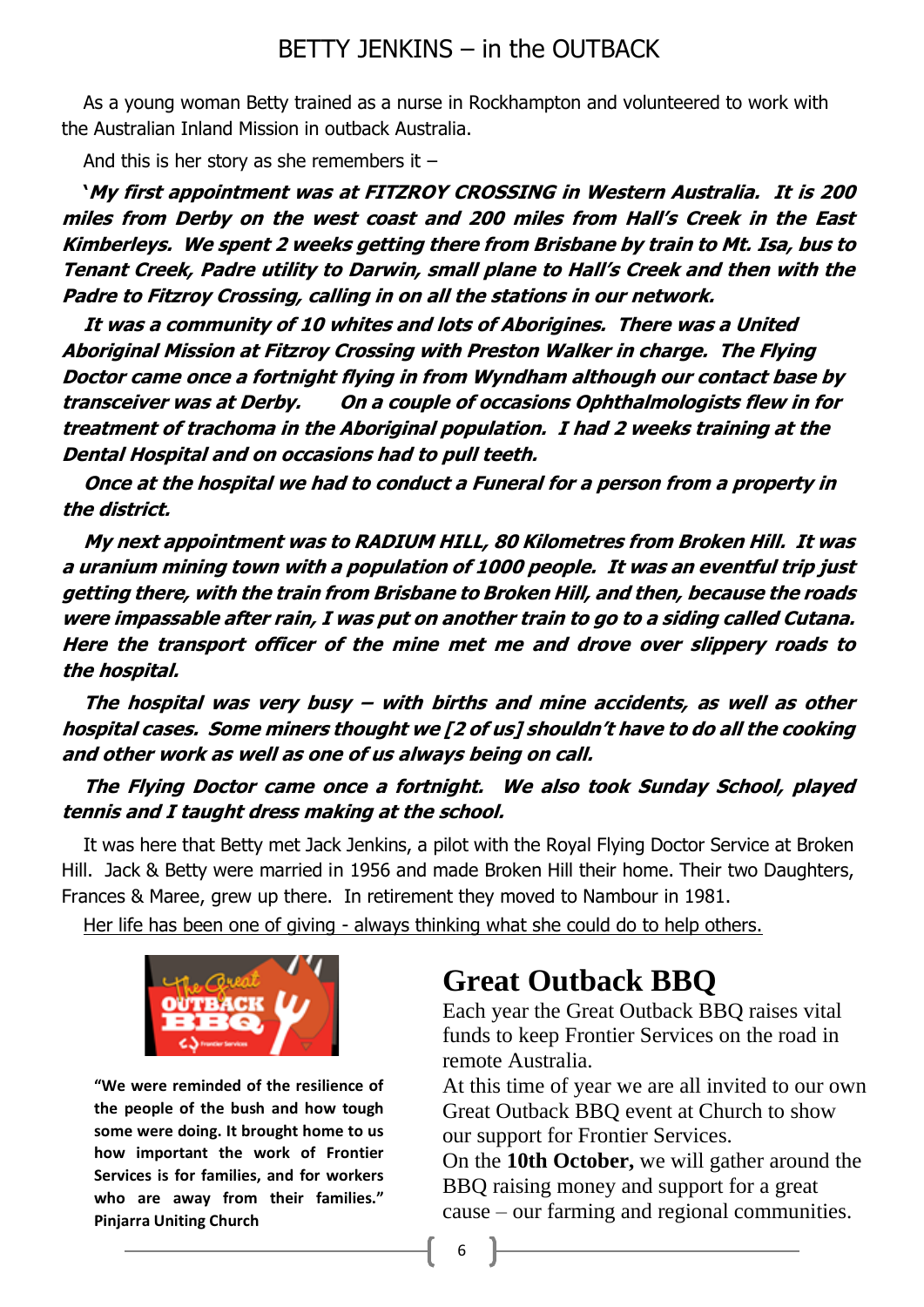# BETTY JENKINS – in the OUTBACK

As a young woman Betty trained as a nurse in Rockhampton and volunteered to work with the Australian Inland Mission in outback Australia.

And this is her story as she remembers it –

***'My first appointment was at FITZROY CROSSING in Western Australia. It is 200 miles from Derby on the west coast and 200 miles from Hall's Creek in the East Kimberleys. We spent 2 weeks getting there from Brisbane by train to Mt. Isa, bus to Tenant Creek, Padre utility to Darwin, small plane to Hall's Creek and then with the Padre to Fitzroy Crossing, calling in on all the stations in our network.***

***It was a community of 10 whites and lots of Aborigines. There was a United Aboriginal Mission at Fitzroy Crossing with Preston Walker in charge. The Flying Doctor came once a fortnight flying in from Wyndham although our contact base by transceiver was at Derby. On a couple of occasions Ophthalmologists flew in for treatment of trachoma in the Aboriginal population. I had 2 weeks training at the Dental Hospital and on occasions had to pull teeth.***

***Once at the hospital we had to conduct a Funeral for a person from a property in the district.***

***My next appointment was to RADIUM HILL, 80 Kilometres from Broken Hill. It was a uranium mining town with a population of 1000 people. It was an eventful trip just getting there, with the train from Brisbane to Broken Hill, and then, because the roads were impassable after rain, I was put on another train to go to a siding called Cutana. Here the transport officer of the mine met me and drove over slippery roads to the hospital.***

***The hospital was very busy – with births and mine accidents, as well as other hospital cases. Some miners thought we [2 of us] shouldn't have to do all the cooking and other work as well as one of us always being on call.***

***The Flying Doctor came once a fortnight. We also took Sunday School, played tennis and I taught dress making at the school.***

It was here that Betty met Jack Jenkins, a pilot with the Royal Flying Doctor Service at Broken Hill. Jack & Betty were married in 1956 and made Broken Hill their home. Their two Daughters, Frances & Maree, grew up there. In retirement they moved to Nambour in 1981.

<u>Her life has been one of giving - always thinking what she could do to help others.</u>

# Great Outback BBQ

Each year the Great Outback BBQ raises vital funds to keep Frontier Services on the road in remote Australia.

At this time of year we are all invited to our own Great Outback BBQ event at Church to show our support for Frontier Services.

On the **10th October,** we will gather around the BBQ raising money and support for a great cause – our farming and regional communities.

**"We were reminded of the resilience of the people of the bush and how tough some were doing. It brought home to us how important the work of Frontier Services is for families, and for workers who are away from their families."**
**Pinjarra Uniting Church**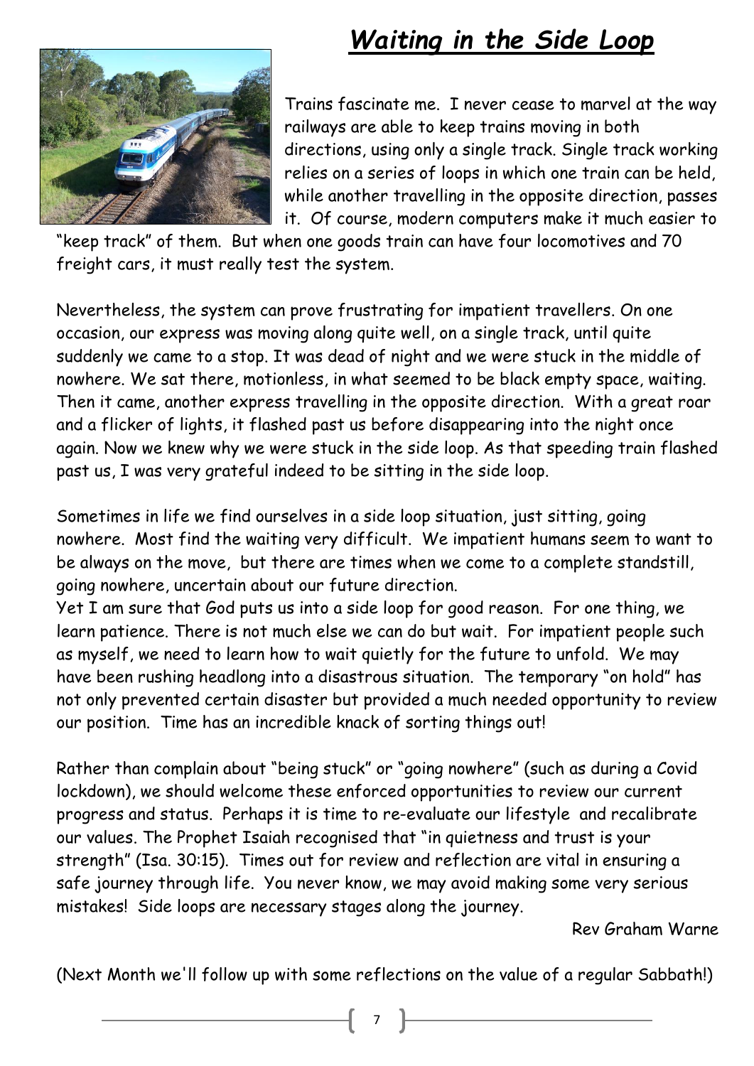# *Waiting in the Side Loop*

Trains fascinate me. I never cease to marvel at the way railways are able to keep trains moving in both directions, using only a single track. Single track working relies on a series of loops in which one train can be held, while another travelling in the opposite direction, passes it. Of course, modern computers make it much easier to "keep track" of them. But when one goods train can have four locomotives and 70 freight cars, it must really test the system.

Nevertheless, the system can prove frustrating for impatient travellers. On one occasion, our express was moving along quite well, on a single track, until quite suddenly we came to a stop. It was dead of night and we were stuck in the middle of nowhere. We sat there, motionless, in what seemed to be black empty space, waiting. Then it came, another express travelling in the opposite direction. With a great roar and a flicker of lights, it flashed past us before disappearing into the night once again. Now we knew why we were stuck in the side loop. As that speeding train flashed past us, I was very grateful indeed to be sitting in the side loop.

Sometimes in life we find ourselves in a side loop situation, just sitting, going nowhere. Most find the waiting very difficult. We impatient humans seem to want to be always on the move, but there are times when we come to a complete standstill, going nowhere, uncertain about our future direction.
Yet I am sure that God puts us into a side loop for good reason. For one thing, we learn patience. There is not much else we can do but wait. For impatient people such as myself, we need to learn how to wait quietly for the future to unfold. We may have been rushing headlong into a disastrous situation. The temporary "on hold" has not only prevented certain disaster but provided a much needed opportunity to review our position. Time has an incredible knack of sorting things out!

Rather than complain about "being stuck" or "going nowhere" (such as during a Covid lockdown), we should welcome these enforced opportunities to review our current progress and status. Perhaps it is time to re-evaluate our lifestyle and recalibrate our values. The Prophet Isaiah recognised that "in quietness and trust is your strength" (Isa. 30:15). Times out for review and reflection are vital in ensuring a safe journey through life. You never know, we may avoid making some very serious mistakes! Side loops are necessary stages along the journey.

Rev Graham Warne

(Next Month we'll follow up with some reflections on the value of a regular Sabbath!)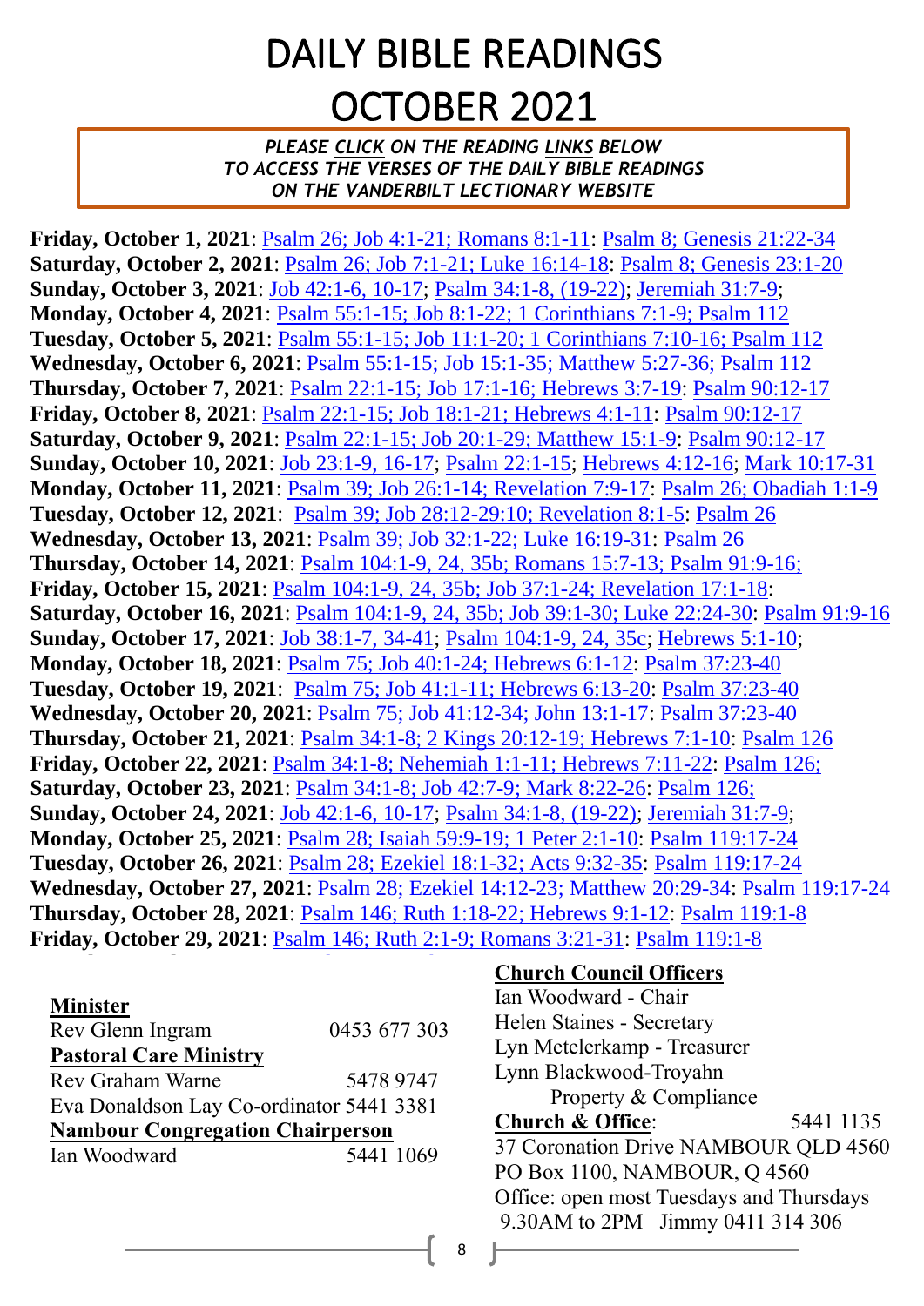# DAILY BIBLE READINGS OCTOBER 2021

*PLEASE CLICK ON THE READING LINKS BELOW TO ACCESS THE VERSES OF THE DAILY BIBLE READINGS ON THE VANDERBILT LECTIONARY WEBSITE*

**Friday, October 1, 2021**: Psalm 26; Job 4:1-21; Romans 8:1-11: Psalm 8; Genesis 21:22-34
**Saturday, October 2, 2021**: Psalm 26; Job 7:1-21; Luke 16:14-18: Psalm 8; Genesis 23:1-20
**Sunday, October 3, 2021**: Job 42:1-6, 10-17; Psalm 34:1-8, (19-22); Jeremiah 31:7-9;
**Monday, October 4, 2021**: Psalm 55:1-15; Job 8:1-22; 1 Corinthians 7:1-9; Psalm 112
**Tuesday, October 5, 2021**: Psalm 55:1-15; Job 11:1-20; 1 Corinthians 7:10-16; Psalm 112
**Wednesday, October 6, 2021**: Psalm 55:1-15; Job 15:1-35; Matthew 5:27-36; Psalm 112
**Thursday, October 7, 2021**: Psalm 22:1-15; Job 17:1-16; Hebrews 3:7-19: Psalm 90:12-17
**Friday, October 8, 2021**: Psalm 22:1-15; Job 18:1-21; Hebrews 4:1-11: Psalm 90:12-17
**Saturday, October 9, 2021**: Psalm 22:1-15; Job 20:1-29; Matthew 15:1-9: Psalm 90:12-17
**Sunday, October 10, 2021**: Job 23:1-9, 16-17; Psalm 22:1-15; Hebrews 4:12-16; Mark 10:17-31
**Monday, October 11, 2021**: Psalm 39; Job 26:1-14; Revelation 7:9-17: Psalm 26; Obadiah 1:1-9
**Tuesday, October 12, 2021**: Psalm 39; Job 28:12-29:10; Revelation 8:1-5: Psalm 26
**Wednesday, October 13, 2021**: Psalm 39; Job 32:1-22; Luke 16:19-31: Psalm 26
**Thursday, October 14, 2021**: Psalm 104:1-9, 24, 35b; Romans 15:7-13; Psalm 91:9-16;
**Friday, October 15, 2021**: Psalm 104:1-9, 24, 35b; Job 37:1-24; Revelation 17:1-18:
**Saturday, October 16, 2021**: Psalm 104:1-9, 24, 35b; Job 39:1-30; Luke 22:24-30: Psalm 91:9-16
**Sunday, October 17, 2021**: Job 38:1-7, 34-41; Psalm 104:1-9, 24, 35c; Hebrews 5:1-10;
**Monday, October 18, 2021**: Psalm 75; Job 40:1-24; Hebrews 6:1-12: Psalm 37:23-40
**Tuesday, October 19, 2021**: Psalm 75; Job 41:1-11; Hebrews 6:13-20: Psalm 37:23-40
**Wednesday, October 20, 2021**: Psalm 75; Job 41:12-34; John 13:1-17: Psalm 37:23-40
**Thursday, October 21, 2021**: Psalm 34:1-8; 2 Kings 20:12-19; Hebrews 7:1-10: Psalm 126
**Friday, October 22, 2021**: Psalm 34:1-8; Nehemiah 1:1-11; Hebrews 7:11-22: Psalm 126;
**Saturday, October 23, 2021**: Psalm 34:1-8; Job 42:7-9; Mark 8:22-26: Psalm 126;
**Sunday, October 24, 2021**: Job 42:1-6, 10-17; Psalm 34:1-8, (19-22); Jeremiah 31:7-9;
**Monday, October 25, 2021**: Psalm 28; Isaiah 59:9-19; 1 Peter 2:1-10: Psalm 119:17-24
**Tuesday, October 26, 2021**: Psalm 28; Ezekiel 18:1-32; Acts 9:32-35: Psalm 119:17-24
**Wednesday, October 27, 2021**: Psalm 28; Ezekiel 14:12-23; Matthew 20:29-34: Psalm 119:17-24
**Thursday, October 28, 2021**: Psalm 146; Ruth 1:18-22; Hebrews 9:1-12: Psalm 119:1-8
**Friday, October 29, 2021**: Psalm 146; Ruth 2:1-9; Romans 3:21-31: Psalm 119:1-8

**Minister**
Rev Glenn Ingram 0453 677 303

**Pastoral Care Ministry**
Rev Graham Warne 5478 9747
Eva Donaldson Lay Co-ordinator 5441 3381

**Nambour Congregation Chairperson**
Ian Woodward 5441 1069

**Church Council Officers**
Ian Woodward - Chair
Helen Staines - Secretary
Lyn Metelerkamp - Treasurer
Lynn Blackwood-Troyahn
Property & Compliance

**Church & Office**: 5441 1135
37 Coronation Drive NAMBOUR QLD 4560
PO Box 1100, NAMBOUR, Q 4560
Office: open most Tuesdays and Thursdays 9.30AM to 2PM Jimmy 0411 314 306